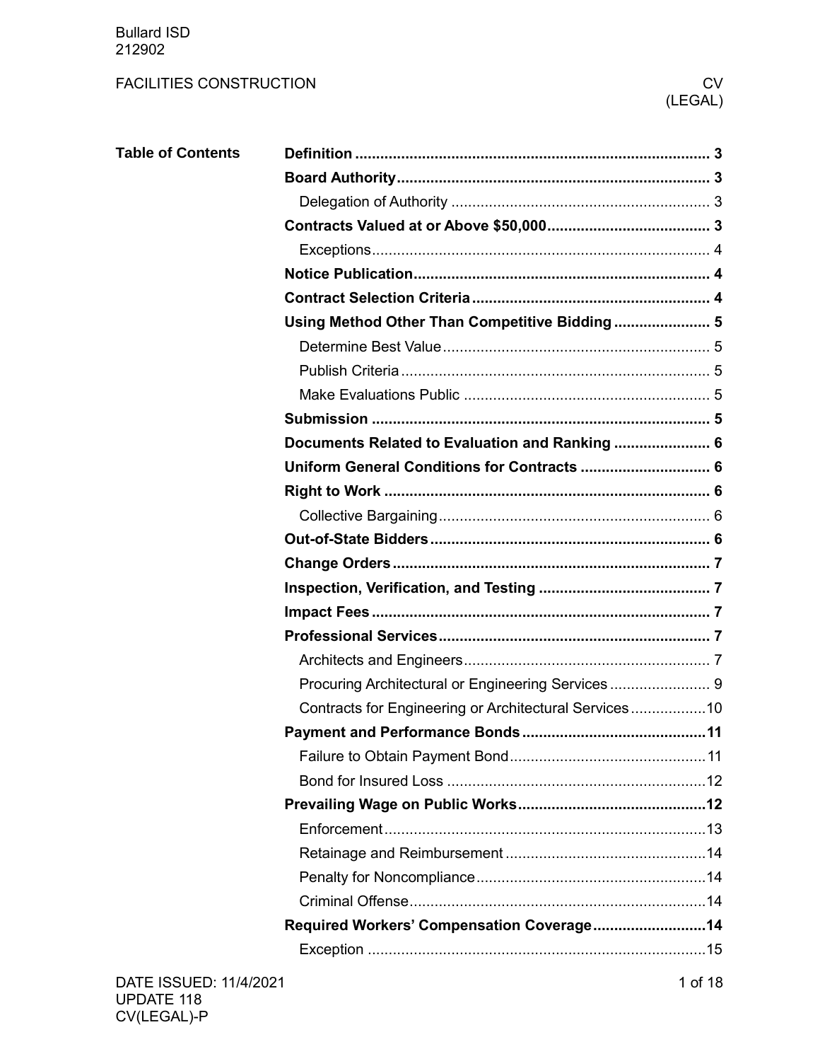Bullard ISD
212902

FACILITIES CONSTRUCTION

CV (LEGAL)

**Table of Contents**

| | |
|---|---|
| **Definition** | **3** |
| **Board Authority** | **3** |
| Delegation of Authority | 3 |
| **Contracts Valued at or Above $50,000** | **3** |
| Exceptions | 4 |
| **Notice Publication** | **4** |
| **Contract Selection Criteria** | **4** |
| **Using Method Other Than Competitive Bidding** | **5** |
| Determine Best Value | 5 |
| Publish Criteria | 5 |
| Make Evaluations Public | 5 |
| **Submission** | **5** |
| **Documents Related to Evaluation and Ranking** | **6** |
| **Uniform General Conditions for Contracts** | **6** |
| **Right to Work** | **6** |
| Collective Bargaining | 6 |
| **Out-of-State Bidders** | **6** |
| **Change Orders** | **7** |
| **Inspection, Verification, and Testing** | **7** |
| **Impact Fees** | **7** |
| **Professional Services** | **7** |
| Architects and Engineers | 7 |
| Procuring Architectural or Engineering Services | 9 |
| Contracts for Engineering or Architectural Services | 10 |
| **Payment and Performance Bonds** | **11** |
| Failure to Obtain Payment Bond | 11 |
| Bond for Insured Loss | 12 |
| **Prevailing Wage on Public Works** | **12** |
| Enforcement | 13 |
| Retainage and Reimbursement | 14 |
| Penalty for Noncompliance | 14 |
| Criminal Offense | 14 |
| **Required Workers' Compensation Coverage** | **14** |
| Exception | 15 |

DATE ISSUED: 11/4/2021
UPDATE 118
CV(LEGAL)-P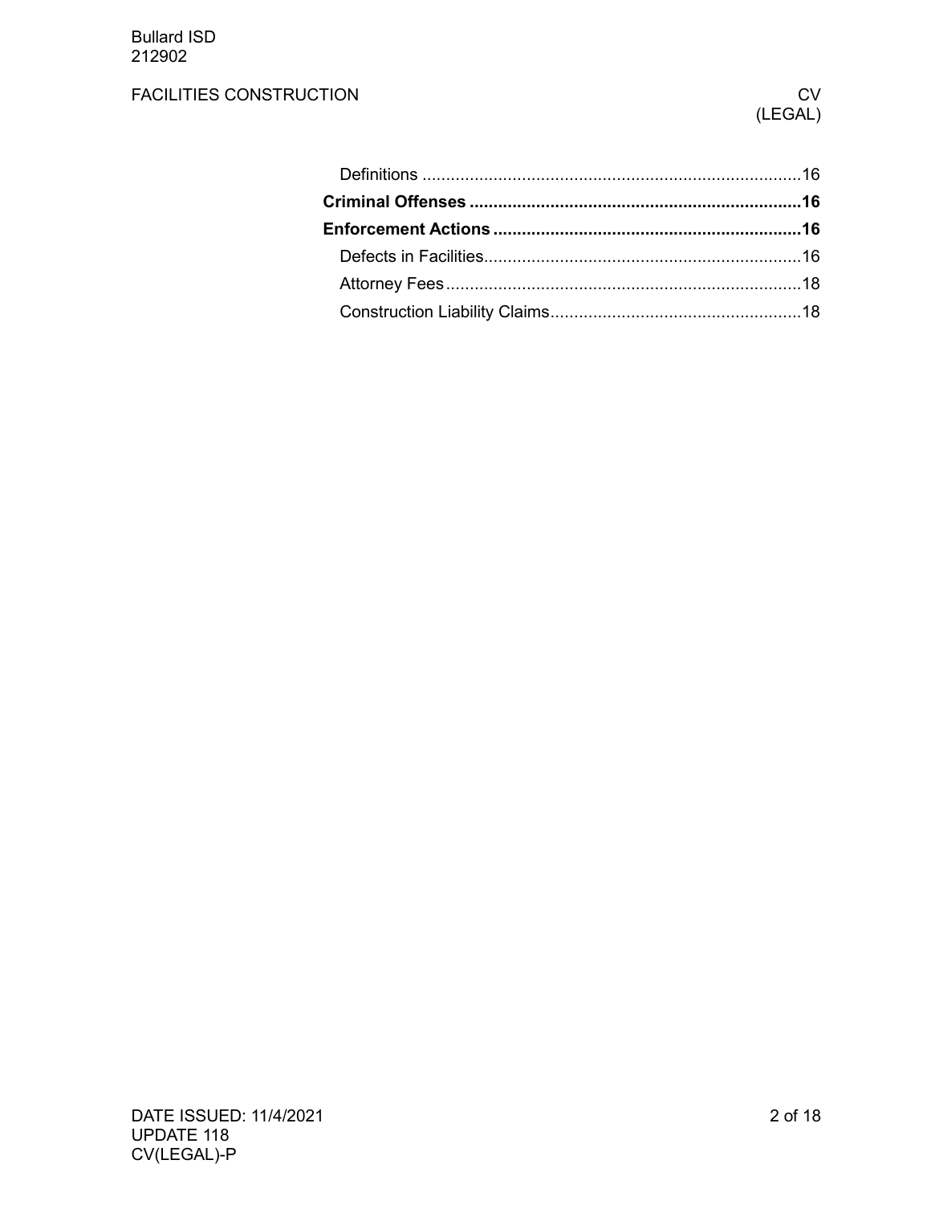Definitions ............................................................................16

**Criminal Offenses ......................................................................16**

**Enforcement Actions ..................................................................16**

Defects in Facilities.................................................................16

Attorney Fees.........................................................................18

Construction Liability Claims....................................................18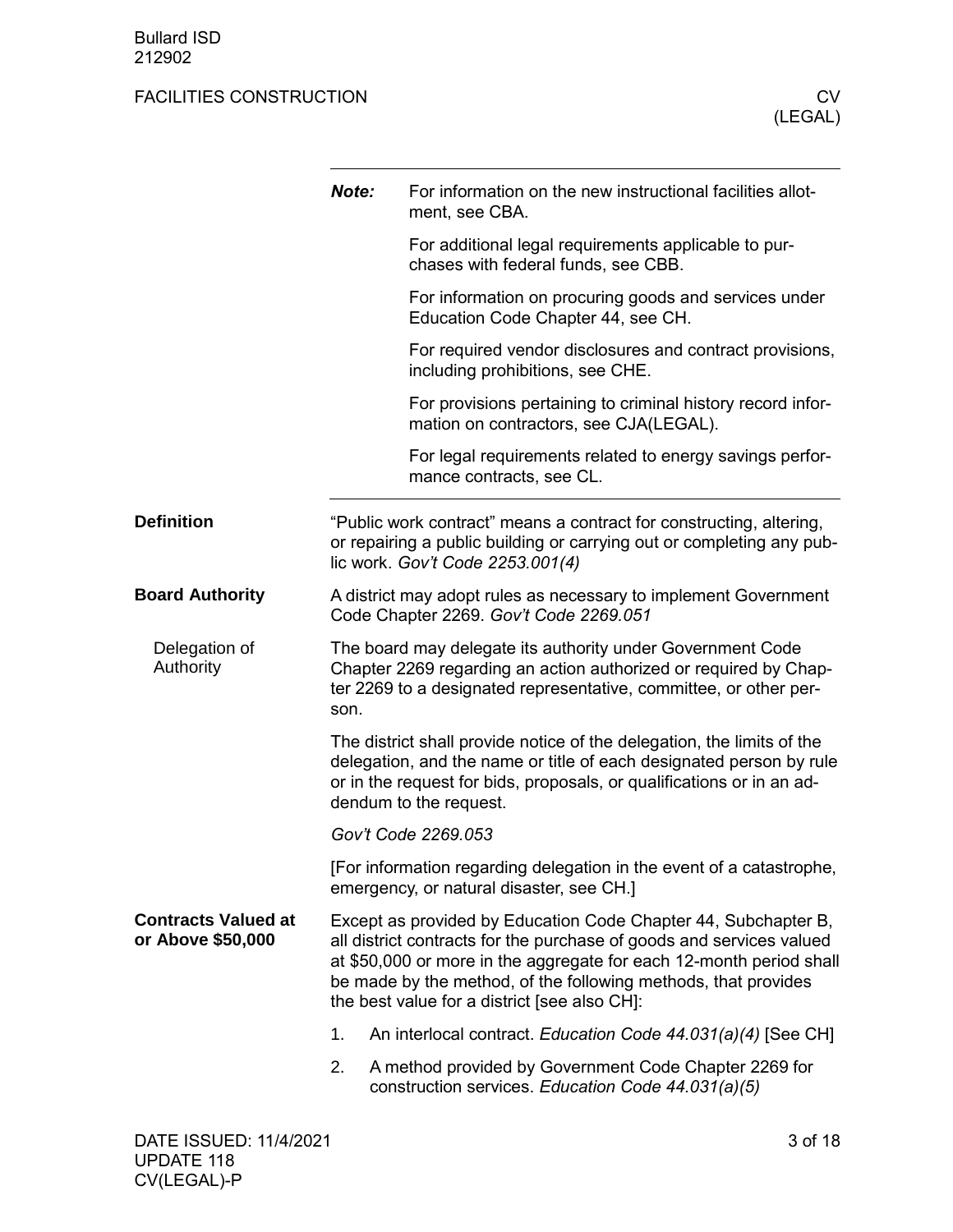**Note:** For information on the new instructional facilities allotment, see CBA.

For additional legal requirements applicable to purchases with federal funds, see CBB.

For information on procuring goods and services under Education Code Chapter 44, see CH.

For required vendor disclosures and contract provisions, including prohibitions, see CHE.

For provisions pertaining to criminal history record information on contractors, see CJA(LEGAL).

For legal requirements related to energy savings performance contracts, see CL.

---

## Definition

"Public work contract" means a contract for constructing, altering, or repairing a public building or carrying out or completing any public work. *Gov't Code 2253.001(4)*

## Board Authority

A district may adopt rules as necessary to implement Government Code Chapter 2269. *Gov't Code 2269.051*

### Delegation of Authority

The board may delegate its authority under Government Code Chapter 2269 regarding an action authorized or required by Chapter 2269 to a designated representative, committee, or other person.

The district shall provide notice of the delegation, the limits of the delegation, and the name or title of each designated person by rule or in the request for bids, proposals, or qualifications or in an addendum to the request.

*Gov't Code 2269.053*

[For information regarding delegation in the event of a catastrophe, emergency, or natural disaster, see CH.]

## Contracts Valued at or Above $50,000

Except as provided by Education Code Chapter 44, Subchapter B, all district contracts for the purchase of goods and services valued at $50,000 or more in the aggregate for each 12-month period shall be made by the method, of the following methods, that provides the best value for a district [see also CH]:

1. An interlocal contract. *Education Code 44.031(a)(4)* [See CH]
2. A method provided by Government Code Chapter 2269 for construction services. *Education Code 44.031(a)(5)*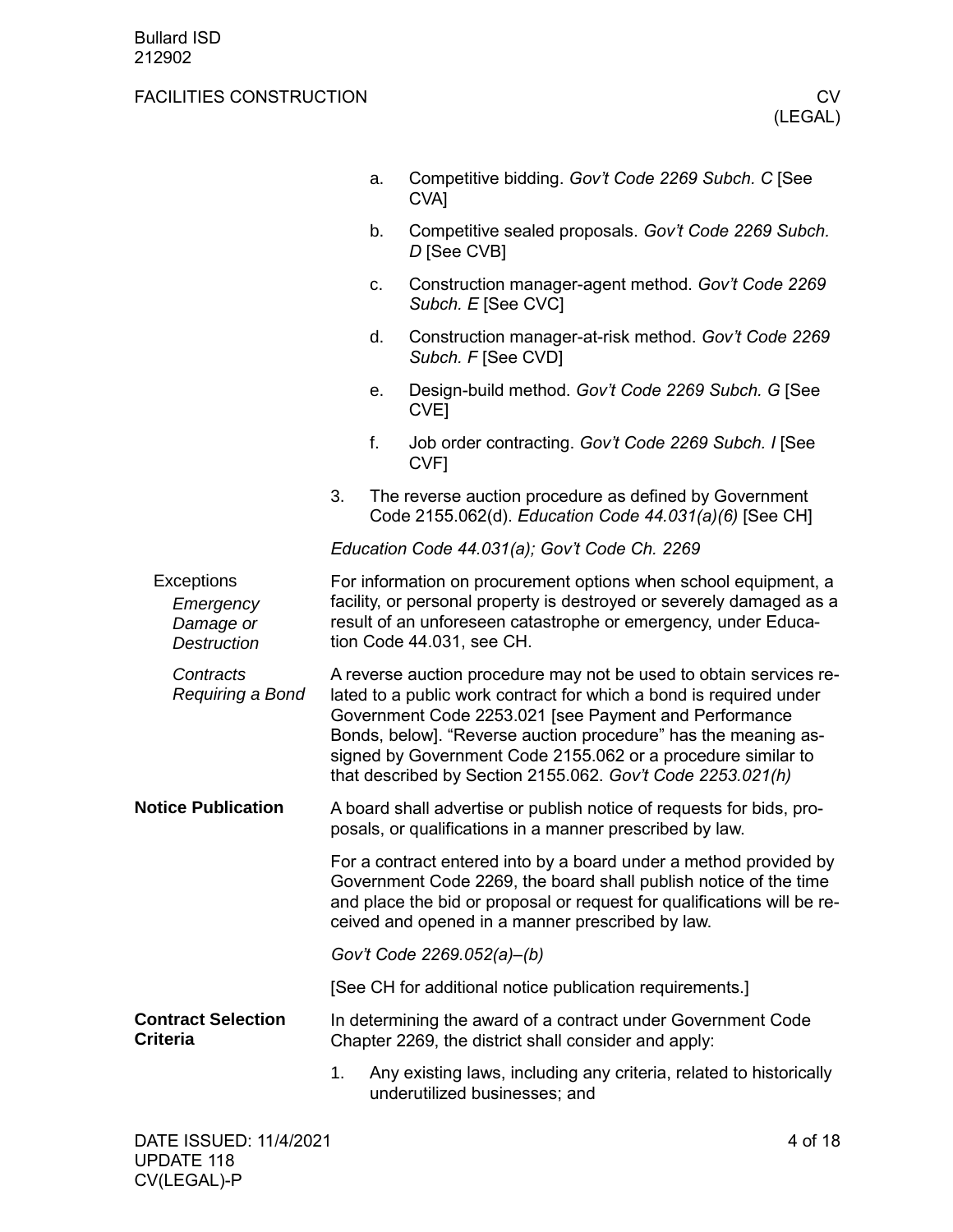a. Competitive bidding. *Gov't Code 2269 Subch. C* [See CVA]

b. Competitive sealed proposals. *Gov't Code 2269 Subch. D* [See CVB]

c. Construction manager-agent method. *Gov't Code 2269 Subch. E* [See CVC]

d. Construction manager-at-risk method. *Gov't Code 2269 Subch. F* [See CVD]

e. Design-build method. *Gov't Code 2269 Subch. G* [See CVE]

f. Job order contracting. *Gov't Code 2269 Subch. I* [See CVF]

3. The reverse auction procedure as defined by Government Code 2155.062(d). *Education Code 44.031(a)(6)* [See CH]

*Education Code 44.031(a); Gov't Code Ch. 2269*

## Exceptions

### *Emergency Damage or Destruction*

For information on procurement options when school equipment, a facility, or personal property is destroyed or severely damaged as a result of an unforeseen catastrophe or emergency, under Education Code 44.031, see CH.

### *Contracts Requiring a Bond*

A reverse auction procedure may not be used to obtain services related to a public work contract for which a bond is required under Government Code 2253.021 [see Payment and Performance Bonds, below]. "Reverse auction procedure" has the meaning assigned by Government Code 2155.062 or a procedure similar to that described by Section 2155.062. *Gov't Code 2253.021(h)*

## Notice Publication

A board shall advertise or publish notice of requests for bids, proposals, or qualifications in a manner prescribed by law.

For a contract entered into by a board under a method provided by Government Code 2269, the board shall publish notice of the time and place the bid or proposal or request for qualifications will be received and opened in a manner prescribed by law.

*Gov't Code 2269.052(a)–(b)*

[See CH for additional notice publication requirements.]

## Contract Selection Criteria

In determining the award of a contract under Government Code Chapter 2269, the district shall consider and apply:

1. Any existing laws, including any criteria, related to historically underutilized businesses; and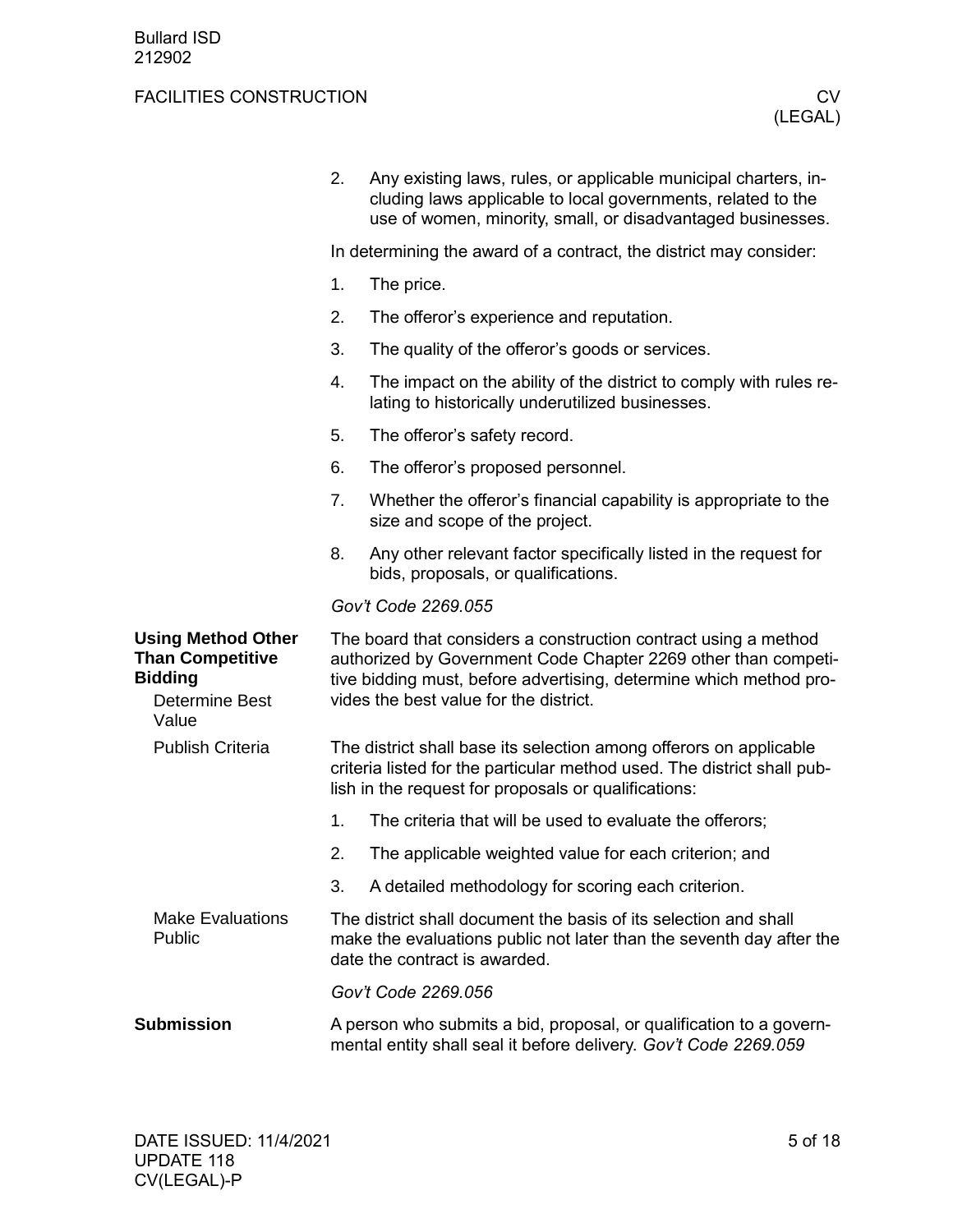2. Any existing laws, rules, or applicable municipal charters, including laws applicable to local governments, related to the use of women, minority, small, or disadvantaged businesses.

In determining the award of a contract, the district may consider:

1. The price.
2. The offeror's experience and reputation.
3. The quality of the offeror's goods or services.
4. The impact on the ability of the district to comply with rules relating to historically underutilized businesses.
5. The offeror's safety record.
6. The offeror's proposed personnel.
7. Whether the offeror's financial capability is appropriate to the size and scope of the project.
8. Any other relevant factor specifically listed in the request for bids, proposals, or qualifications.

*Gov't Code 2269.055*

## Using Method Other Than Competitive Bidding

### Determine Best Value

The board that considers a construction contract using a method authorized by Government Code Chapter 2269 other than competitive bidding must, before advertising, determine which method provides the best value for the district.

### Publish Criteria

The district shall base its selection among offerors on applicable criteria listed for the particular method used. The district shall publish in the request for proposals or qualifications:

1. The criteria that will be used to evaluate the offerors;
2. The applicable weighted value for each criterion; and
3. A detailed methodology for scoring each criterion.

### Make Evaluations Public

The district shall document the basis of its selection and shall make the evaluations public not later than the seventh day after the date the contract is awarded.

*Gov't Code 2269.056*

## Submission

A person who submits a bid, proposal, or qualification to a governmental entity shall seal it before delivery. *Gov't Code 2269.059*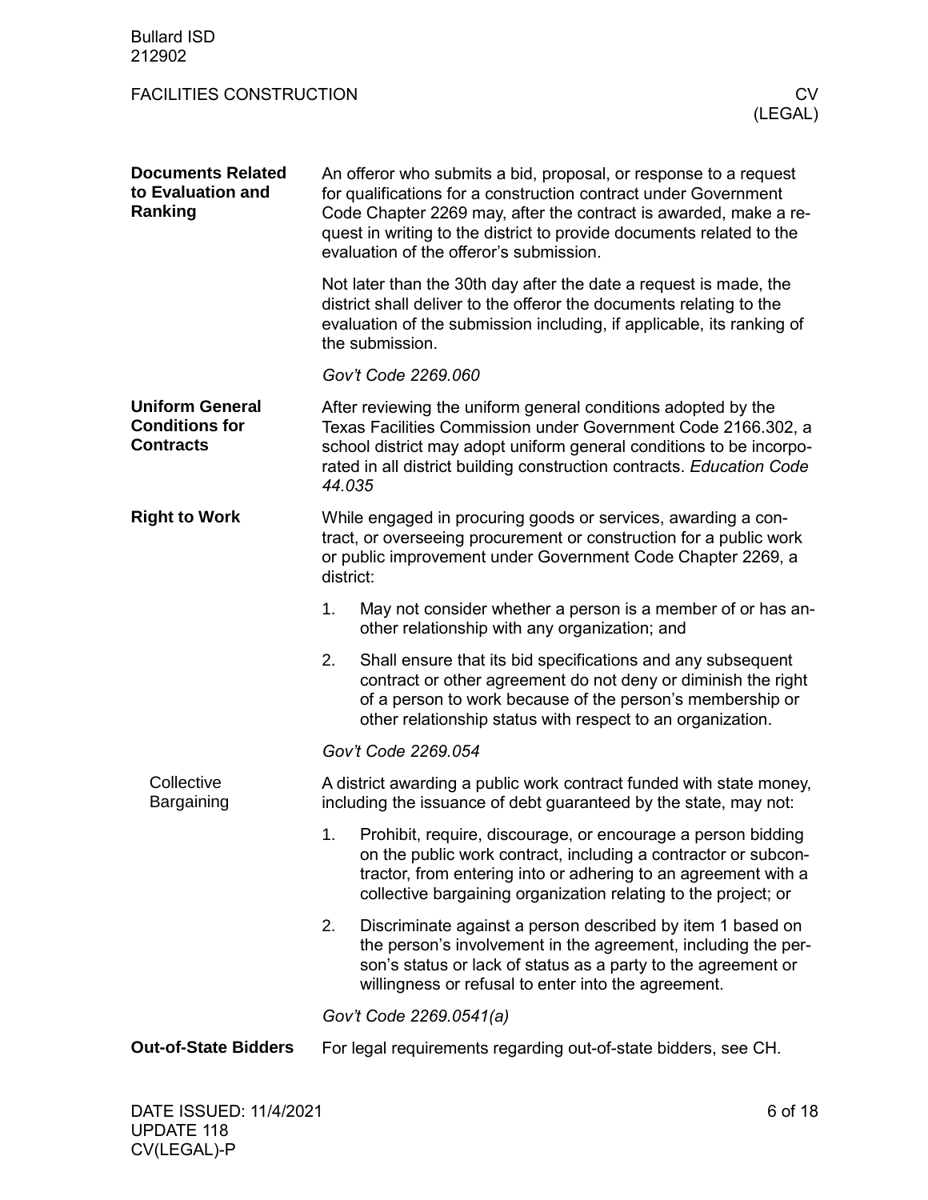## Documents Related to Evaluation and Ranking

An offeror who submits a bid, proposal, or response to a request for qualifications for a construction contract under Government Code Chapter 2269 may, after the contract is awarded, make a request in writing to the district to provide documents related to the evaluation of the offeror's submission.

Not later than the 30th day after the date a request is made, the district shall deliver to the offeror the documents relating to the evaluation of the submission including, if applicable, its ranking of the submission.

*Gov't Code 2269.060*

## Uniform General Conditions for Contracts

After reviewing the uniform general conditions adopted by the Texas Facilities Commission under Government Code 2166.302, a school district may adopt uniform general conditions to be incorporated in all district building construction contracts. *Education Code 44.035*

## Right to Work

While engaged in procuring goods or services, awarding a contract, or overseeing procurement or construction for a public work or public improvement under Government Code Chapter 2269, a district:

1. May not consider whether a person is a member of or has another relationship with any organization; and
2. Shall ensure that its bid specifications and any subsequent contract or other agreement do not deny or diminish the right of a person to work because of the person's membership or other relationship status with respect to an organization.

*Gov't Code 2269.054*

### Collective Bargaining

A district awarding a public work contract funded with state money, including the issuance of debt guaranteed by the state, may not:

1. Prohibit, require, discourage, or encourage a person bidding on the public work contract, including a contractor or subcontractor, from entering into or adhering to an agreement with a collective bargaining organization relating to the project; or
2. Discriminate against a person described by item 1 based on the person's involvement in the agreement, including the person's status or lack of status as a party to the agreement or willingness or refusal to enter into the agreement.

*Gov't Code 2269.0541(a)*

## Out-of-State Bidders

For legal requirements regarding out-of-state bidders, see CH.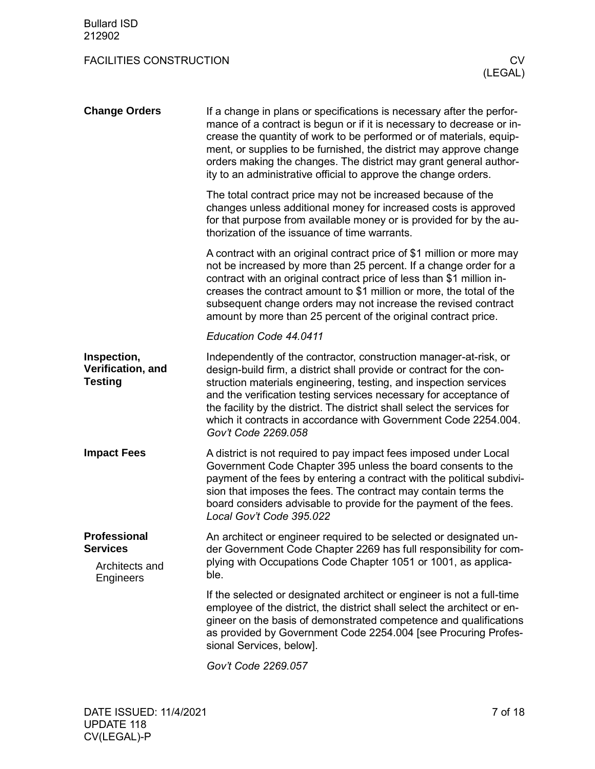## Change Orders

If a change in plans or specifications is necessary after the performance of a contract is begun or if it is necessary to decrease or increase the quantity of work to be performed or of materials, equipment, or supplies to be furnished, the district may approve change orders making the changes. The district may grant general authority to an administrative official to approve the change orders.

The total contract price may not be increased because of the changes unless additional money for increased costs is approved for that purpose from available money or is provided for by the authorization of the issuance of time warrants.

A contract with an original contract price of $1 million or more may not be increased by more than 25 percent. If a change order for a contract with an original contract price of less than $1 million increases the contract amount to $1 million or more, the total of the subsequent change orders may not increase the revised contract amount by more than 25 percent of the original contract price.

*Education Code 44.0411*

## Inspection, Verification, and Testing

Independently of the contractor, construction manager-at-risk, or design-build firm, a district shall provide or contract for the construction materials engineering, testing, and inspection services and the verification testing services necessary for acceptance of the facility by the district. The district shall select the services for which it contracts in accordance with Government Code 2254.004. *Gov't Code 2269.058*

## Impact Fees

A district is not required to pay impact fees imposed under Local Government Code Chapter 395 unless the board consents to the payment of the fees by entering a contract with the political subdivision that imposes the fees. The contract may contain terms the board considers advisable to provide for the payment of the fees. *Local Gov't Code 395.022*

## Professional Services

### Architects and Engineers

An architect or engineer required to be selected or designated under Government Code Chapter 2269 has full responsibility for complying with Occupations Code Chapter 1051 or 1001, as applicable.

If the selected or designated architect or engineer is not a full-time employee of the district, the district shall select the architect or engineer on the basis of demonstrated competence and qualifications as provided by Government Code 2254.004 [see Procuring Professional Services, below].

*Gov't Code 2269.057*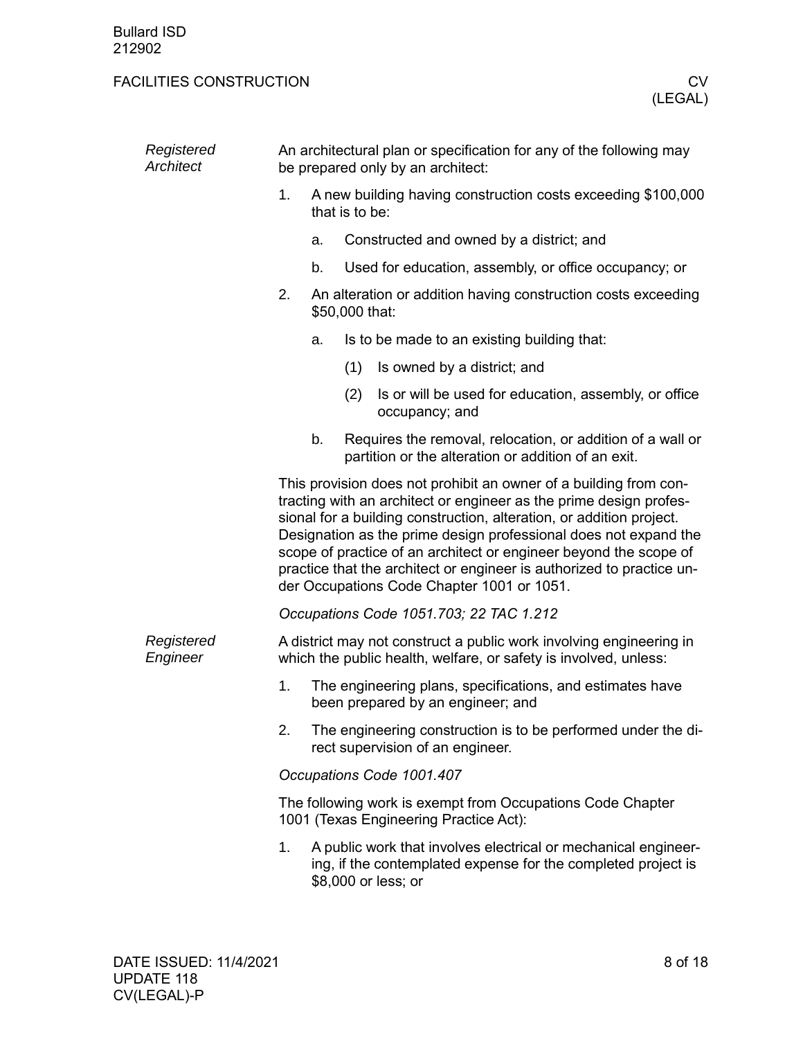### Registered Architect

An architectural plan or specification for any of the following may be prepared only by an architect:

1. A new building having construction costs exceeding $100,000 that is to be:
   a. Constructed and owned by a district; and
   b. Used for education, assembly, or office occupancy; or
2. An alteration or addition having construction costs exceeding $50,000 that:
   a. Is to be made to an existing building that:
      (1) Is owned by a district; and
      (2) Is or will be used for education, assembly, or office occupancy; and
   b. Requires the removal, relocation, or addition of a wall or partition or the alteration or addition of an exit.

This provision does not prohibit an owner of a building from contracting with an architect or engineer as the prime design professional for a building construction, alteration, or addition project. Designation as the prime design professional does not expand the scope of practice of an architect or engineer beyond the scope of practice that the architect or engineer is authorized to practice under Occupations Code Chapter 1001 or 1051.

*Occupations Code 1051.703; 22 TAC 1.212*

### Registered Engineer

A district may not construct a public work involving engineering in which the public health, welfare, or safety is involved, unless:

1. The engineering plans, specifications, and estimates have been prepared by an engineer; and
2. The engineering construction is to be performed under the direct supervision of an engineer.

*Occupations Code 1001.407*

The following work is exempt from Occupations Code Chapter 1001 (Texas Engineering Practice Act):

1. A public work that involves electrical or mechanical engineering, if the contemplated expense for the completed project is $8,000 or less; or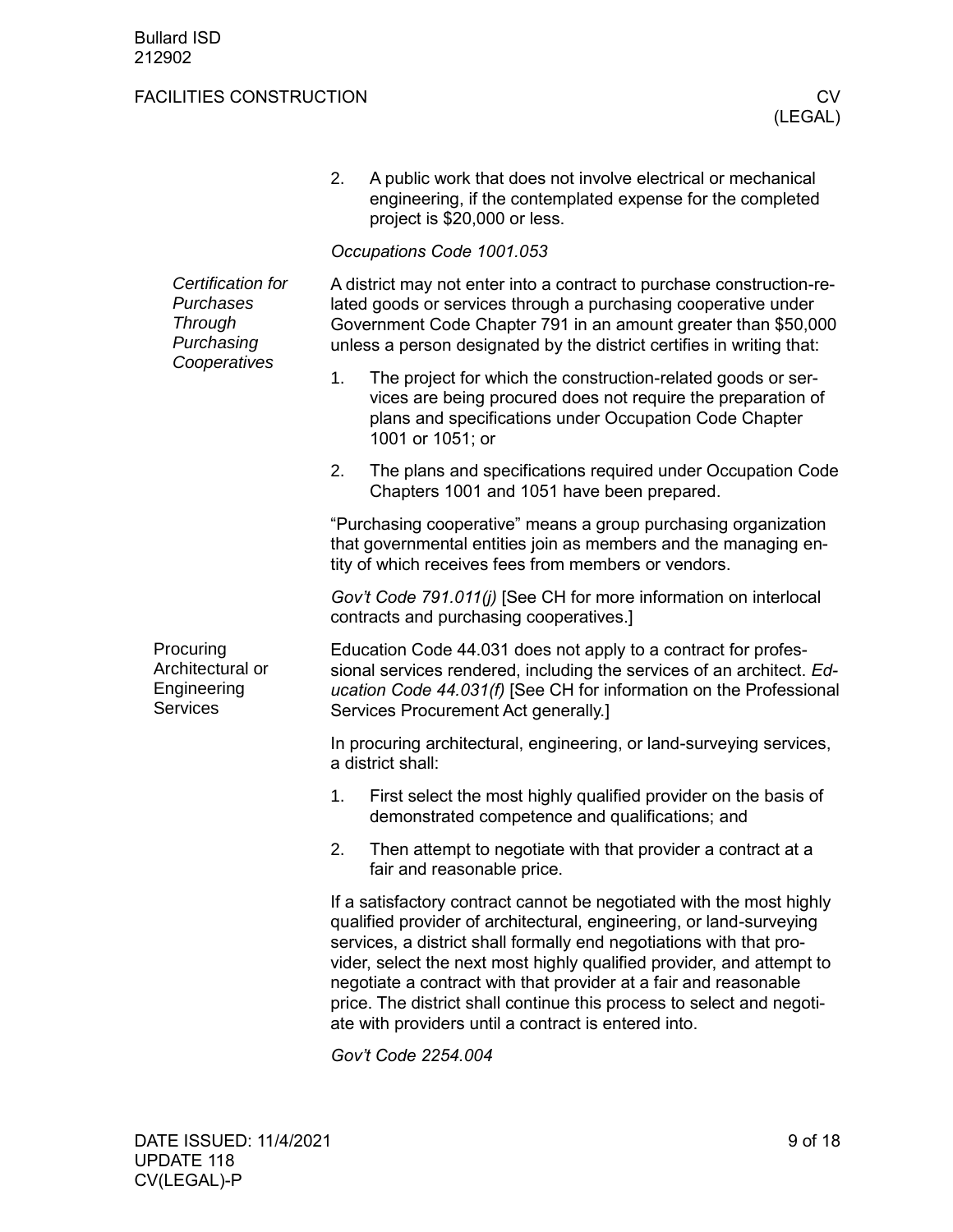2. A public work that does not involve electrical or mechanical engineering, if the contemplated expense for the completed project is $20,000 or less.

*Occupations Code 1001.053*

### *Certification for Purchases Through Purchasing Cooperatives*

A district may not enter into a contract to purchase construction-related goods or services through a purchasing cooperative under Government Code Chapter 791 in an amount greater than $50,000 unless a person designated by the district certifies in writing that:

1. The project for which the construction-related goods or services are being procured does not require the preparation of plans and specifications under Occupation Code Chapter 1001 or 1051; or
2. The plans and specifications required under Occupation Code Chapters 1001 and 1051 have been prepared.

"Purchasing cooperative" means a group purchasing organization that governmental entities join as members and the managing entity of which receives fees from members or vendors.

*Gov't Code 791.011(j)* [See CH for more information on interlocal contracts and purchasing cooperatives.]

## Procuring Architectural or Engineering Services

Education Code 44.031 does not apply to a contract for professional services rendered, including the services of an architect. *Education Code 44.031(f)* [See CH for information on the Professional Services Procurement Act generally.]

In procuring architectural, engineering, or land-surveying services, a district shall:

1. First select the most highly qualified provider on the basis of demonstrated competence and qualifications; and
2. Then attempt to negotiate with that provider a contract at a fair and reasonable price.

If a satisfactory contract cannot be negotiated with the most highly qualified provider of architectural, engineering, or land-surveying services, a district shall formally end negotiations with that provider, select the next most highly qualified provider, and attempt to negotiate a contract with that provider at a fair and reasonable price. The district shall continue this process to select and negotiate with providers until a contract is entered into.

*Gov't Code 2254.004*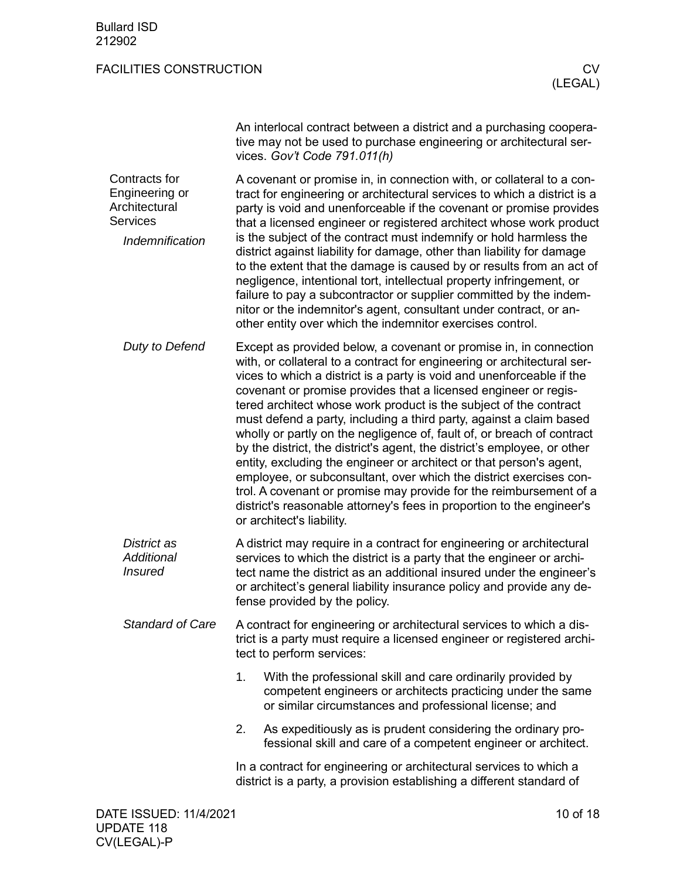An interlocal contract between a district and a purchasing cooperative may not be used to purchase engineering or architectural services. *Gov't Code 791.011(h)*

## Contracts for Engineering or Architectural Services

### *Indemnification*

A covenant or promise in, in connection with, or collateral to a contract for engineering or architectural services to which a district is a party is void and unenforceable if the covenant or promise provides that a licensed engineer or registered architect whose work product is the subject of the contract must indemnify or hold harmless the district against liability for damage, other than liability for damage to the extent that the damage is caused by or results from an act of negligence, intentional tort, intellectual property infringement, or failure to pay a subcontractor or supplier committed by the indemnitor or the indemnitor's agent, consultant under contract, or another entity over which the indemnitor exercises control.

### *Duty to Defend*

Except as provided below, a covenant or promise in, in connection with, or collateral to a contract for engineering or architectural services to which a district is a party is void and unenforceable if the covenant or promise provides that a licensed engineer or registered architect whose work product is the subject of the contract must defend a party, including a third party, against a claim based wholly or partly on the negligence of, fault of, or breach of contract by the district, the district's agent, the district's employee, or other entity, excluding the engineer or architect or that person's agent, employee, or subconsultant, over which the district exercises control. A covenant or promise may provide for the reimbursement of a district's reasonable attorney's fees in proportion to the engineer's or architect's liability.

### *District as Additional Insured*

A district may require in a contract for engineering or architectural services to which the district is a party that the engineer or architect name the district as an additional insured under the engineer's or architect's general liability insurance policy and provide any defense provided by the policy.

### *Standard of Care*

A contract for engineering or architectural services to which a district is a party must require a licensed engineer or registered architect to perform services:

1. With the professional skill and care ordinarily provided by competent engineers or architects practicing under the same or similar circumstances and professional license; and
2. As expeditiously as is prudent considering the ordinary professional skill and care of a competent engineer or architect.

In a contract for engineering or architectural services to which a district is a party, a provision establishing a different standard of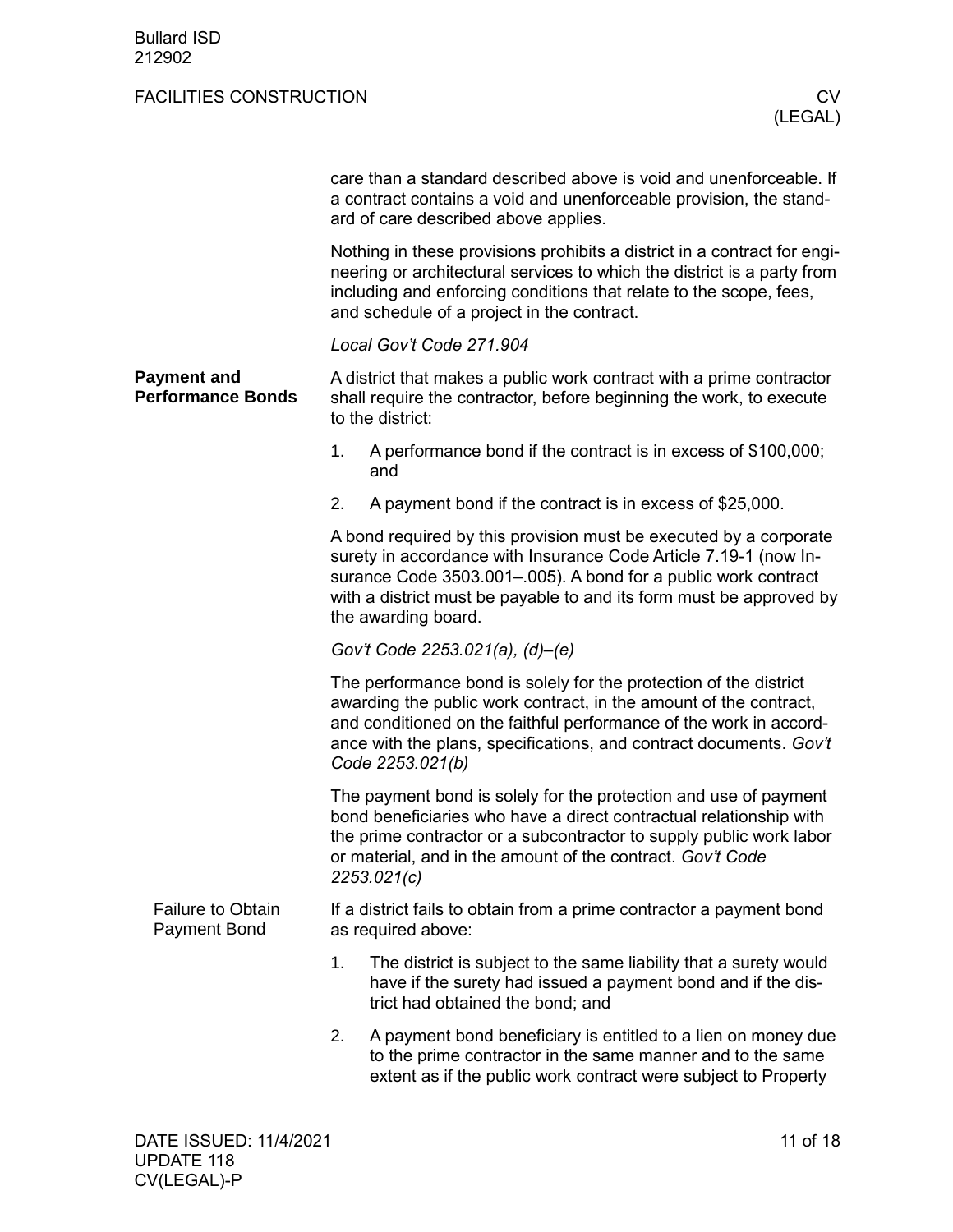care than a standard described above is void and unenforceable. If a contract contains a void and unenforceable provision, the standard of care described above applies.

Nothing in these provisions prohibits a district in a contract for engineering or architectural services to which the district is a party from including and enforcing conditions that relate to the scope, fees, and schedule of a project in the contract.

*Local Gov't Code 271.904*

## Payment and Performance Bonds

A district that makes a public work contract with a prime contractor shall require the contractor, before beginning the work, to execute to the district:

1. A performance bond if the contract is in excess of $100,000; and
2. A payment bond if the contract is in excess of $25,000.

A bond required by this provision must be executed by a corporate surety in accordance with Insurance Code Article 7.19-1 (now Insurance Code 3503.001–.005). A bond for a public work contract with a district must be payable to and its form must be approved by the awarding board.

*Gov't Code 2253.021(a), (d)–(e)*

The performance bond is solely for the protection of the district awarding the public work contract, in the amount of the contract, and conditioned on the faithful performance of the work in accordance with the plans, specifications, and contract documents. *Gov't Code 2253.021(b)*

The payment bond is solely for the protection and use of payment bond beneficiaries who have a direct contractual relationship with the prime contractor or a subcontractor to supply public work labor or material, and in the amount of the contract. *Gov't Code 2253.021(c)*

### Failure to Obtain Payment Bond

If a district fails to obtain from a prime contractor a payment bond as required above:

1. The district is subject to the same liability that a surety would have if the surety had issued a payment bond and if the district had obtained the bond; and
2. A payment bond beneficiary is entitled to a lien on money due to the prime contractor in the same manner and to the same extent as if the public work contract were subject to Property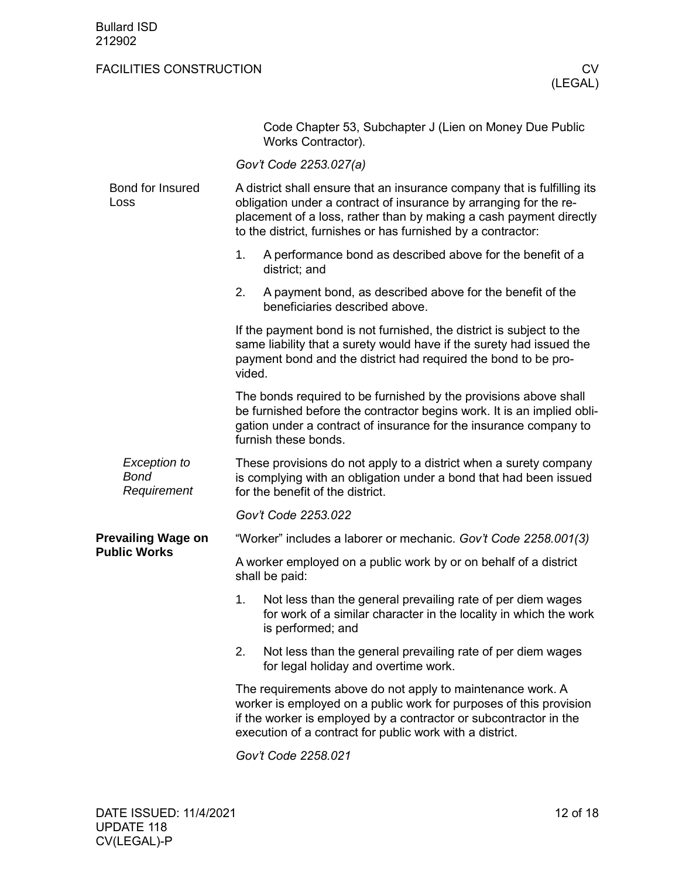Code Chapter 53, Subchapter J (Lien on Money Due Public Works Contractor).

*Gov't Code 2253.027(a)*

**Bond for Insured Loss**

A district shall ensure that an insurance company that is fulfilling its obligation under a contract of insurance by arranging for the replacement of a loss, rather than by making a cash payment directly to the district, furnishes or has furnished by a contractor:

1. A performance bond as described above for the benefit of a district; and
2. A payment bond, as described above for the benefit of the beneficiaries described above.

If the payment bond is not furnished, the district is subject to the same liability that a surety would have if the surety had issued the payment bond and the district had required the bond to be provided.

The bonds required to be furnished by the provisions above shall be furnished before the contractor begins work. It is an implied obligation under a contract of insurance for the insurance company to furnish these bonds.

*Exception to Bond Requirement*

These provisions do not apply to a district when a surety company is complying with an obligation under a bond that had been issued for the benefit of the district.

*Gov't Code 2253.022*

## Prevailing Wage on Public Works

"Worker" includes a laborer or mechanic. *Gov't Code 2258.001(3)*

A worker employed on a public work by or on behalf of a district shall be paid:

1. Not less than the general prevailing rate of per diem wages for work of a similar character in the locality in which the work is performed; and
2. Not less than the general prevailing rate of per diem wages for legal holiday and overtime work.

The requirements above do not apply to maintenance work. A worker is employed on a public work for purposes of this provision if the worker is employed by a contractor or subcontractor in the execution of a contract for public work with a district.

*Gov't Code 2258.021*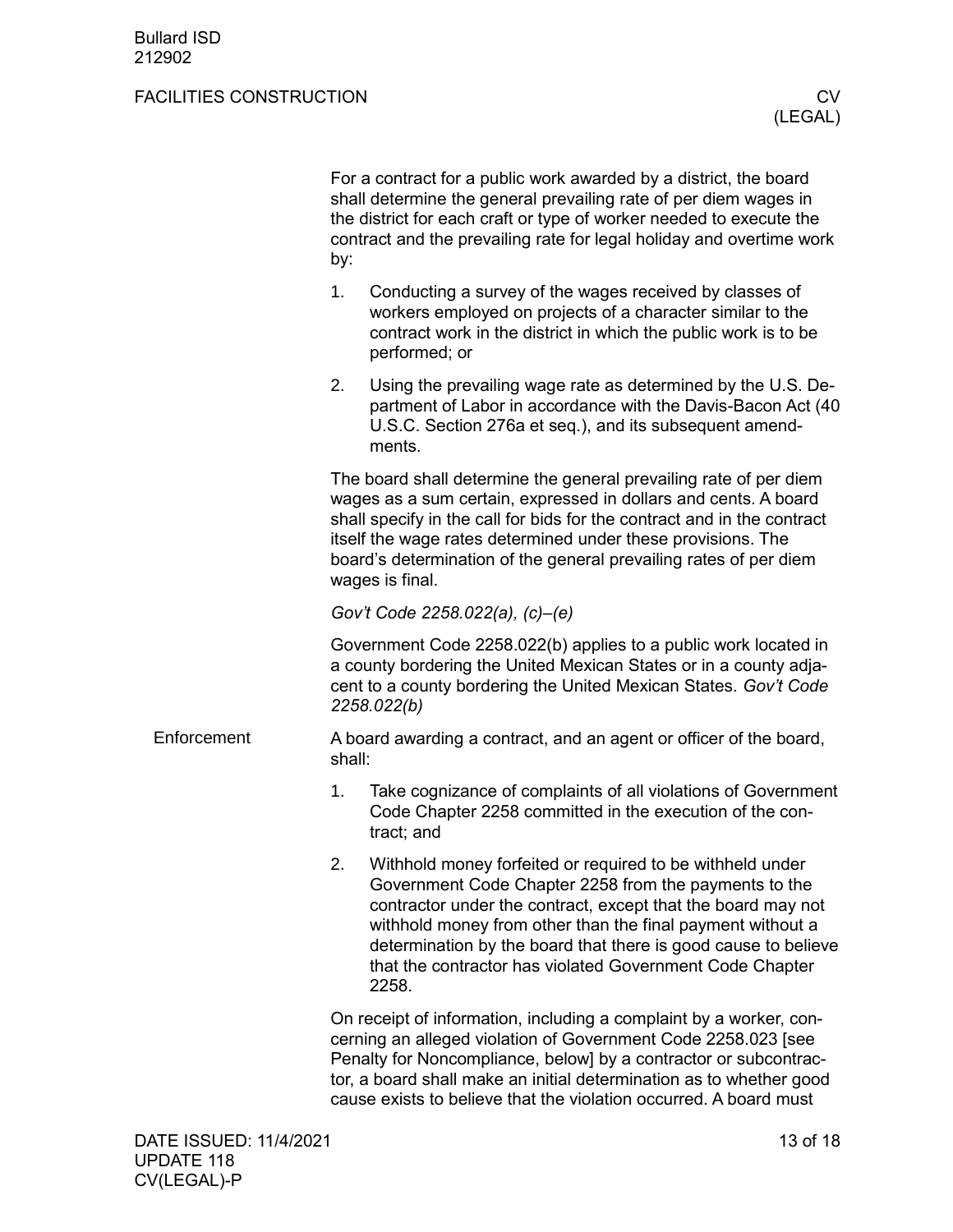For a contract for a public work awarded by a district, the board shall determine the general prevailing rate of per diem wages in the district for each craft or type of worker needed to execute the contract and the prevailing rate for legal holiday and overtime work by:

1. Conducting a survey of the wages received by classes of workers employed on projects of a character similar to the contract work in the district in which the public work is to be performed; or
2. Using the prevailing wage rate as determined by the U.S. Department of Labor in accordance with the Davis-Bacon Act (40 U.S.C. Section 276a et seq.), and its subsequent amendments.

The board shall determine the general prevailing rate of per diem wages as a sum certain, expressed in dollars and cents. A board shall specify in the call for bids for the contract and in the contract itself the wage rates determined under these provisions. The board's determination of the general prevailing rates of per diem wages is final.

*Gov't Code 2258.022(a), (c)–(e)*

Government Code 2258.022(b) applies to a public work located in a county bordering the United Mexican States or in a county adjacent to a county bordering the United Mexican States. *Gov't Code 2258.022(b)*

## Enforcement

A board awarding a contract, and an agent or officer of the board, shall:

1. Take cognizance of complaints of all violations of Government Code Chapter 2258 committed in the execution of the contract; and
2. Withhold money forfeited or required to be withheld under Government Code Chapter 2258 from the payments to the contractor under the contract, except that the board may not withhold money from other than the final payment without a determination by the board that there is good cause to believe that the contractor has violated Government Code Chapter 2258.

On receipt of information, including a complaint by a worker, concerning an alleged violation of Government Code 2258.023 [see Penalty for Noncompliance, below] by a contractor or subcontractor, a board shall make an initial determination as to whether good cause exists to believe that the violation occurred. A board must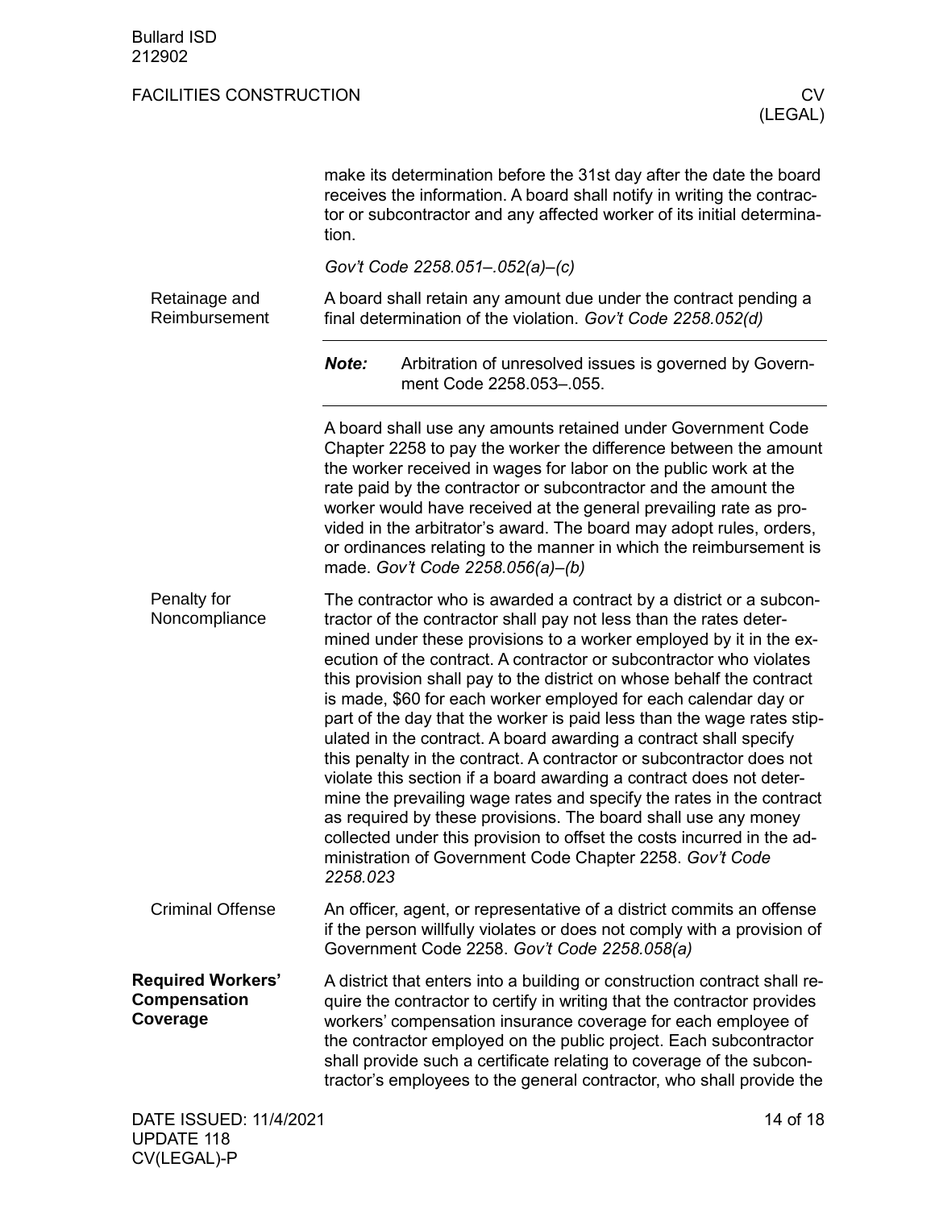make its determination before the 31st day after the date the board receives the information. A board shall notify in writing the contractor or subcontractor and any affected worker of its initial determination.

*Gov't Code 2258.051–.052(a)–(c)*

**Retainage and Reimbursement**

A board shall retain any amount due under the contract pending a final determination of the violation. *Gov't Code 2258.052(d)*

***Note:*** Arbitration of unresolved issues is governed by Government Code 2258.053–.055.

A board shall use any amounts retained under Government Code Chapter 2258 to pay the worker the difference between the amount the worker received in wages for labor on the public work at the rate paid by the contractor or subcontractor and the amount the worker would have received at the general prevailing rate as provided in the arbitrator's award. The board may adopt rules, orders, or ordinances relating to the manner in which the reimbursement is made. *Gov't Code 2258.056(a)–(b)*

**Penalty for Noncompliance**

The contractor who is awarded a contract by a district or a subcontractor of the contractor shall pay not less than the rates determined under these provisions to a worker employed by it in the execution of the contract. A contractor or subcontractor who violates this provision shall pay to the district on whose behalf the contract is made, $60 for each worker employed for each calendar day or part of the day that the worker is paid less than the wage rates stipulated in the contract. A board awarding a contract shall specify this penalty in the contract. A contractor or subcontractor does not violate this section if a board awarding a contract does not determine the prevailing wage rates and specify the rates in the contract as required by these provisions. The board shall use any money collected under this provision to offset the costs incurred in the administration of Government Code Chapter 2258. *Gov't Code 2258.023*

**Criminal Offense**

An officer, agent, or representative of a district commits an offense if the person willfully violates or does not comply with a provision of Government Code 2258. *Gov't Code 2258.058(a)*

## Required Workers' Compensation Coverage

A district that enters into a building or construction contract shall require the contractor to certify in writing that the contractor provides workers' compensation insurance coverage for each employee of the contractor employed on the public project. Each subcontractor shall provide such a certificate relating to coverage of the subcontractor's employees to the general contractor, who shall provide the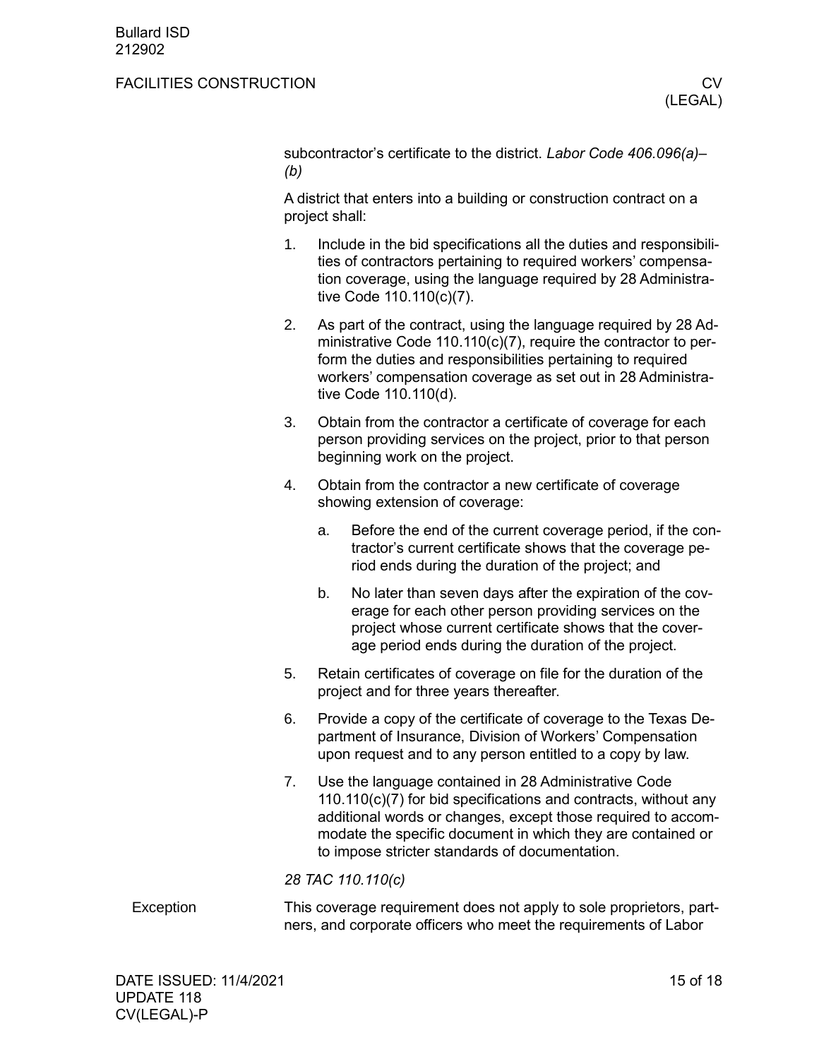subcontractor's certificate to the district. *Labor Code 406.096(a)–(b)*

A district that enters into a building or construction contract on a project shall:

1. Include in the bid specifications all the duties and responsibilities of contractors pertaining to required workers' compensation coverage, using the language required by 28 Administrative Code 110.110(c)(7).
2. As part of the contract, using the language required by 28 Administrative Code 110.110(c)(7), require the contractor to perform the duties and responsibilities pertaining to required workers' compensation coverage as set out in 28 Administrative Code 110.110(d).
3. Obtain from the contractor a certificate of coverage for each person providing services on the project, prior to that person beginning work on the project.
4. Obtain from the contractor a new certificate of coverage showing extension of coverage:
    a. Before the end of the current coverage period, if the contractor's current certificate shows that the coverage period ends during the duration of the project; and
    b. No later than seven days after the expiration of the coverage for each other person providing services on the project whose current certificate shows that the coverage period ends during the duration of the project.
5. Retain certificates of coverage on file for the duration of the project and for three years thereafter.
6. Provide a copy of the certificate of coverage to the Texas Department of Insurance, Division of Workers' Compensation upon request and to any person entitled to a copy by law.
7. Use the language contained in 28 Administrative Code 110.110(c)(7) for bid specifications and contracts, without any additional words or changes, except those required to accommodate the specific document in which they are contained or to impose stricter standards of documentation.

*28 TAC 110.110(c)*

**Exception**

This coverage requirement does not apply to sole proprietors, partners, and corporate officers who meet the requirements of Labor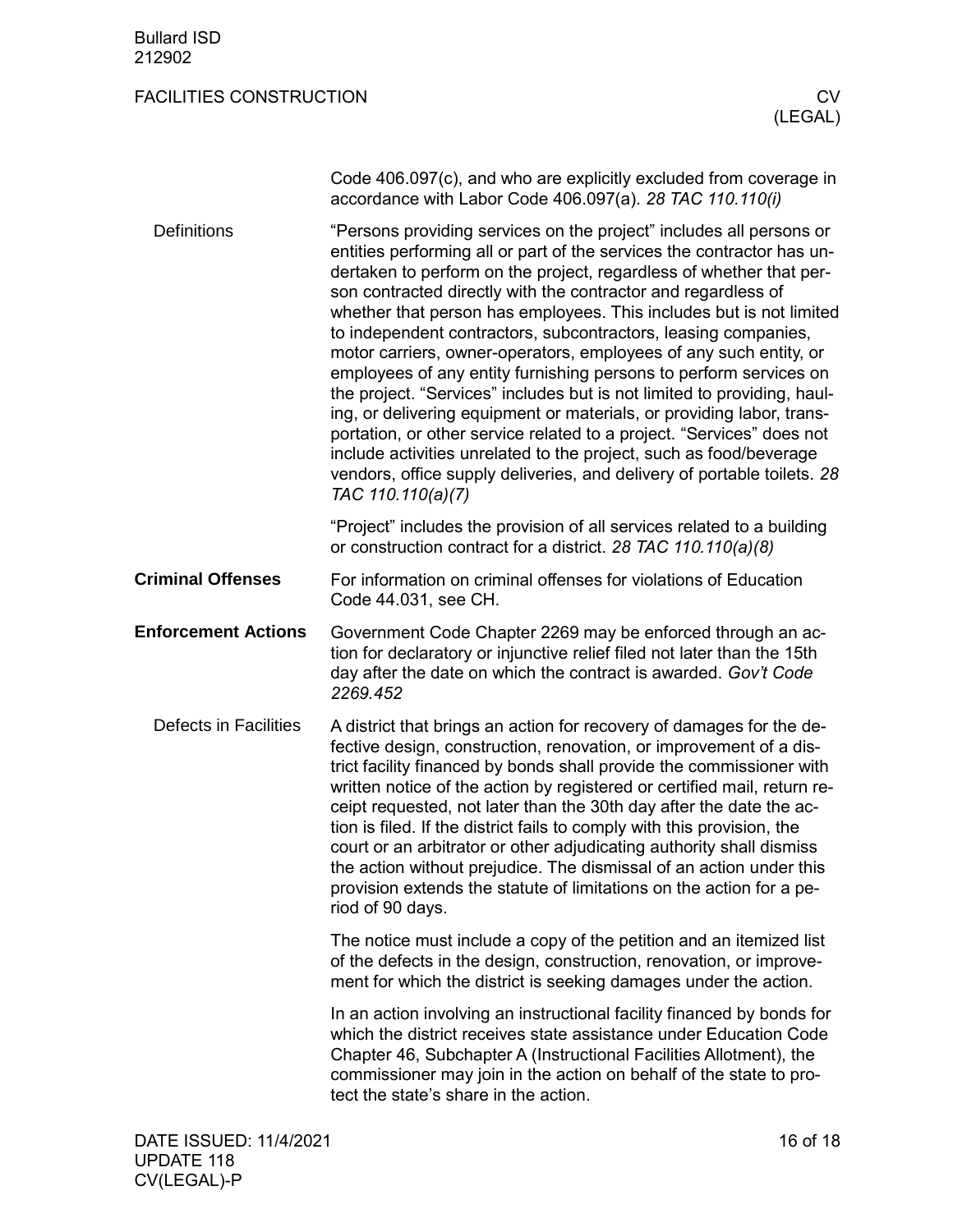Code 406.097(c), and who are explicitly excluded from coverage in accordance with Labor Code 406.097(a). *28 TAC 110.110(i)*

### Definitions

"Persons providing services on the project" includes all persons or entities performing all or part of the services the contractor has undertaken to perform on the project, regardless of whether that person contracted directly with the contractor and regardless of whether that person has employees. This includes but is not limited to independent contractors, subcontractors, leasing companies, motor carriers, owner-operators, employees of any such entity, or employees of any entity furnishing persons to perform services on the project. "Services" includes but is not limited to providing, hauling, or delivering equipment or materials, or providing labor, transportation, or other service related to a project. "Services" does not include activities unrelated to the project, such as food/beverage vendors, office supply deliveries, and delivery of portable toilets. *28 TAC 110.110(a)(7)*

"Project" includes the provision of all services related to a building or construction contract for a district. *28 TAC 110.110(a)(8)*

## Criminal Offenses

For information on criminal offenses for violations of Education Code 44.031, see CH.

## Enforcement Actions

Government Code Chapter 2269 may be enforced through an action for declaratory or injunctive relief filed not later than the 15th day after the date on which the contract is awarded. *Gov't Code 2269.452*

### Defects in Facilities

A district that brings an action for recovery of damages for the defective design, construction, renovation, or improvement of a district facility financed by bonds shall provide the commissioner with written notice of the action by registered or certified mail, return receipt requested, not later than the 30th day after the date the action is filed. If the district fails to comply with this provision, the court or an arbitrator or other adjudicating authority shall dismiss the action without prejudice. The dismissal of an action under this provision extends the statute of limitations on the action for a period of 90 days.

The notice must include a copy of the petition and an itemized list of the defects in the design, construction, renovation, or improvement for which the district is seeking damages under the action.

In an action involving an instructional facility financed by bonds for which the district receives state assistance under Education Code Chapter 46, Subchapter A (Instructional Facilities Allotment), the commissioner may join in the action on behalf of the state to protect the state's share in the action.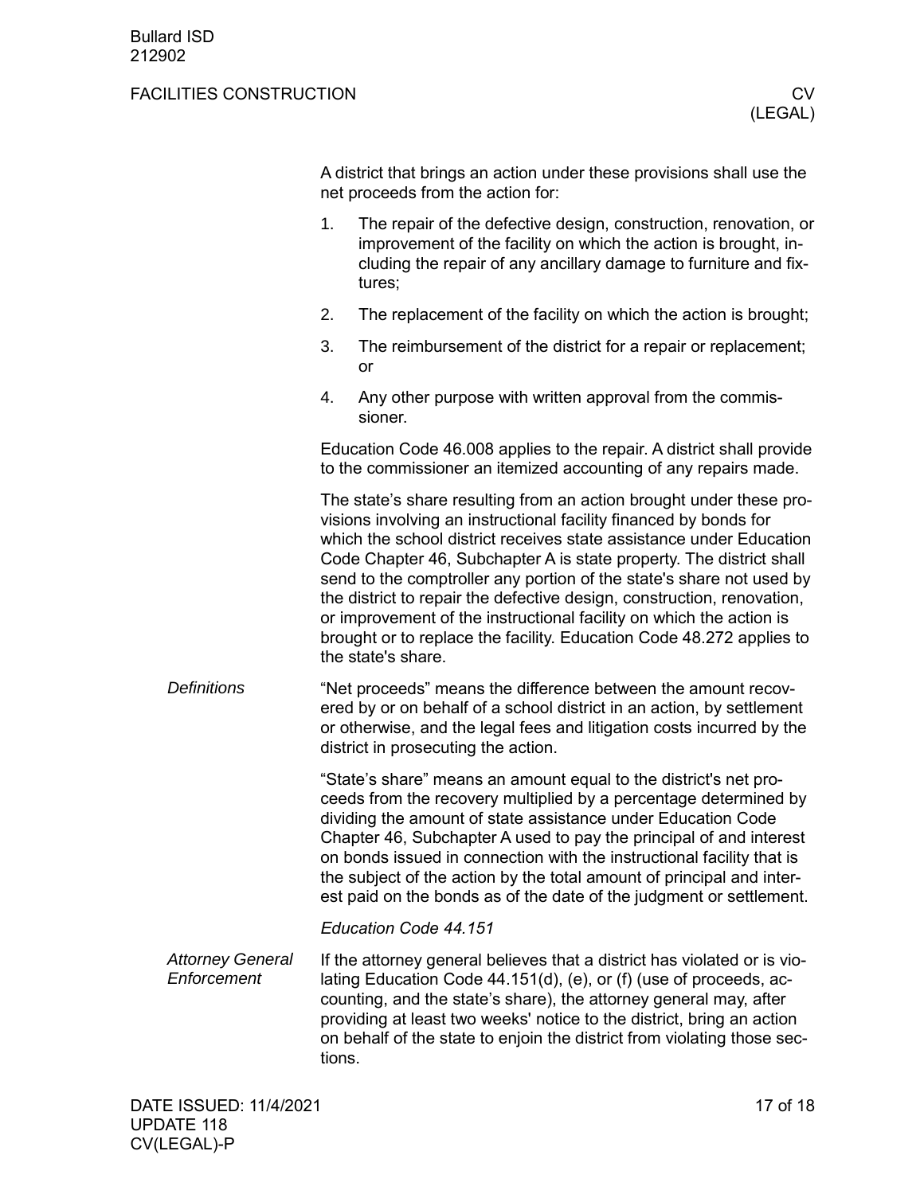A district that brings an action under these provisions shall use the net proceeds from the action for:

1. The repair of the defective design, construction, renovation, or improvement of the facility on which the action is brought, including the repair of any ancillary damage to furniture and fixtures;
2. The replacement of the facility on which the action is brought;
3. The reimbursement of the district for a repair or replacement; or
4. Any other purpose with written approval from the commissioner.

Education Code 46.008 applies to the repair. A district shall provide to the commissioner an itemized accounting of any repairs made.

The state's share resulting from an action brought under these provisions involving an instructional facility financed by bonds for which the school district receives state assistance under Education Code Chapter 46, Subchapter A is state property. The district shall send to the comptroller any portion of the state's share not used by the district to repair the defective design, construction, renovation, or improvement of the instructional facility on which the action is brought or to replace the facility. Education Code 48.272 applies to the state's share.

*Definitions*

"Net proceeds" means the difference between the amount recovered by or on behalf of a school district in an action, by settlement or otherwise, and the legal fees and litigation costs incurred by the district in prosecuting the action.

"State's share" means an amount equal to the district's net proceeds from the recovery multiplied by a percentage determined by dividing the amount of state assistance under Education Code Chapter 46, Subchapter A used to pay the principal of and interest on bonds issued in connection with the instructional facility that is the subject of the action by the total amount of principal and interest paid on the bonds as of the date of the judgment or settlement.

*Education Code 44.151*

*Attorney General Enforcement*

If the attorney general believes that a district has violated or is violating Education Code 44.151(d), (e), or (f) (use of proceeds, accounting, and the state's share), the attorney general may, after providing at least two weeks' notice to the district, bring an action on behalf of the state to enjoin the district from violating those sections.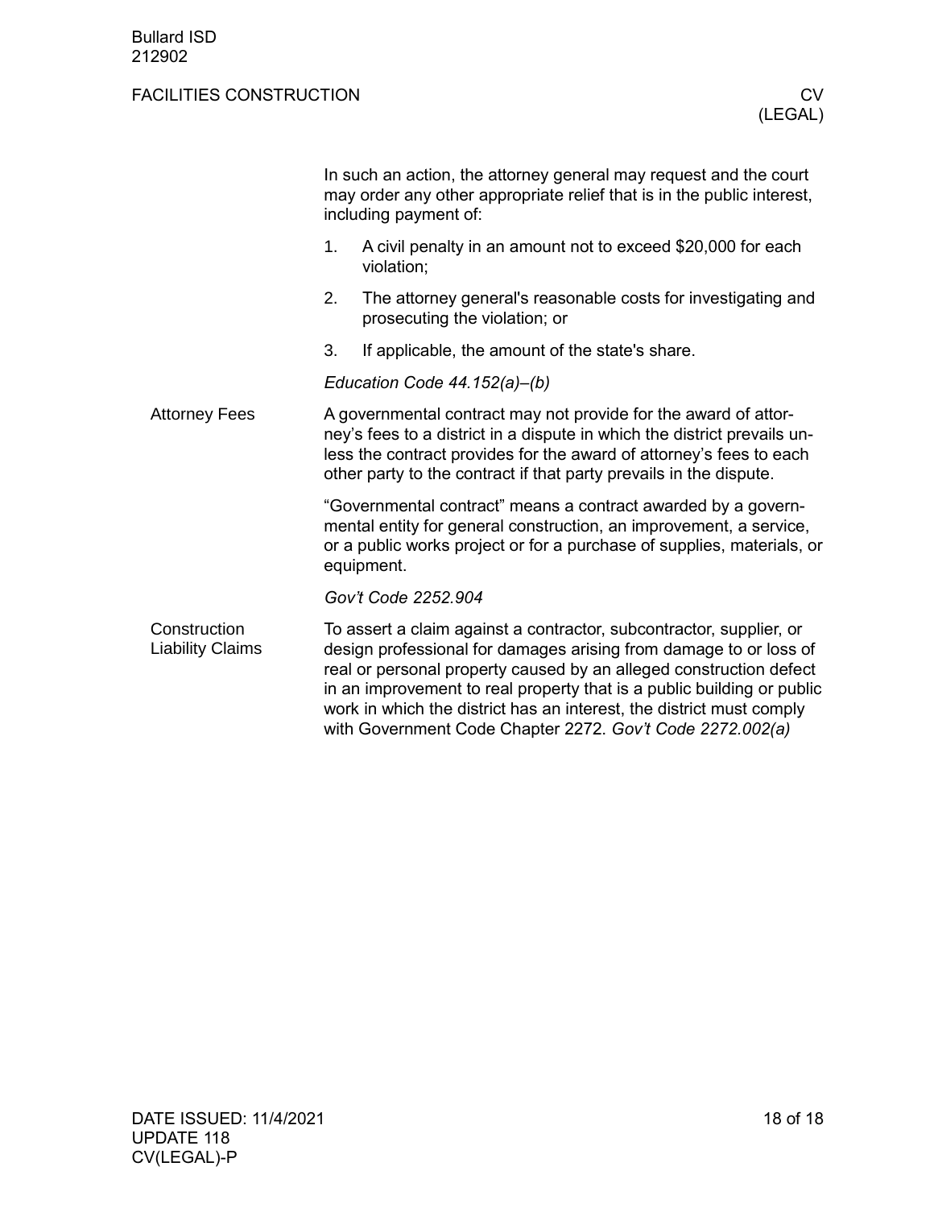In such an action, the attorney general may request and the court may order any other appropriate relief that is in the public interest, including payment of:

1. A civil penalty in an amount not to exceed $20,000 for each violation;
2. The attorney general's reasonable costs for investigating and prosecuting the violation; or
3. If applicable, the amount of the state's share.

*Education Code 44.152(a)–(b)*

## Attorney Fees

A governmental contract may not provide for the award of attorney's fees to a district in a dispute in which the district prevails unless the contract provides for the award of attorney's fees to each other party to the contract if that party prevails in the dispute.

"Governmental contract" means a contract awarded by a governmental entity for general construction, an improvement, a service, or a public works project or for a purchase of supplies, materials, or equipment.

*Gov't Code 2252.904*

## Construction Liability Claims

To assert a claim against a contractor, subcontractor, supplier, or design professional for damages arising from damage to or loss of real or personal property caused by an alleged construction defect in an improvement to real property that is a public building or public work in which the district has an interest, the district must comply with Government Code Chapter 2272. *Gov't Code 2272.002(a)*